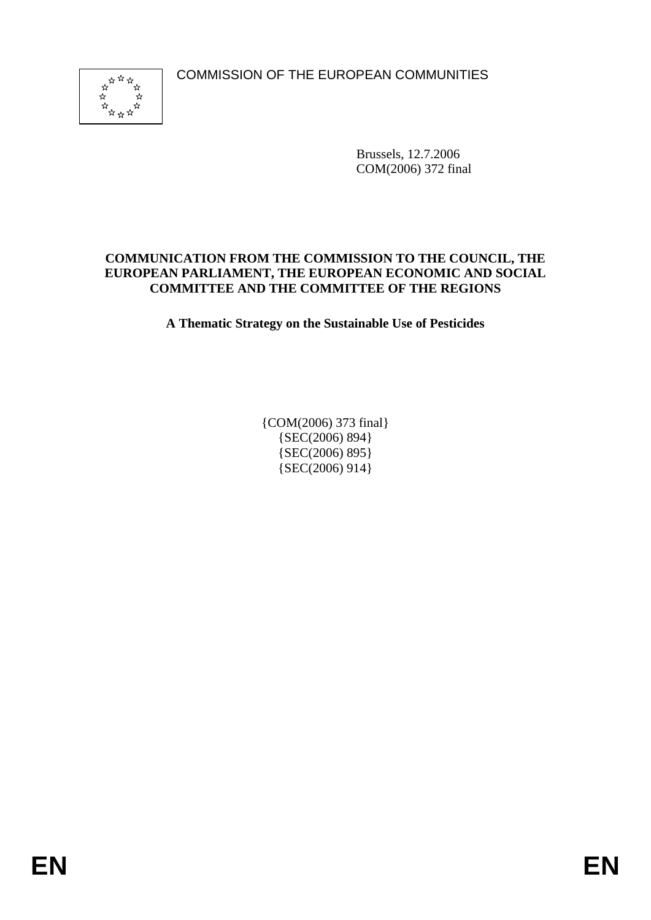COMMISSION OF THE EUROPEAN COMMUNITIES

Brussels, 12.7.2006
COM(2006) 372 final

**COMMUNICATION FROM THE COMMISSION TO THE COUNCIL, THE EUROPEAN PARLIAMENT, THE EUROPEAN ECONOMIC AND SOCIAL COMMITTEE AND THE COMMITTEE OF THE REGIONS**

# A Thematic Strategy on the Sustainable Use of Pesticides

{COM(2006) 373 final}
{SEC(2006) 894}
{SEC(2006) 895}
{SEC(2006) 914}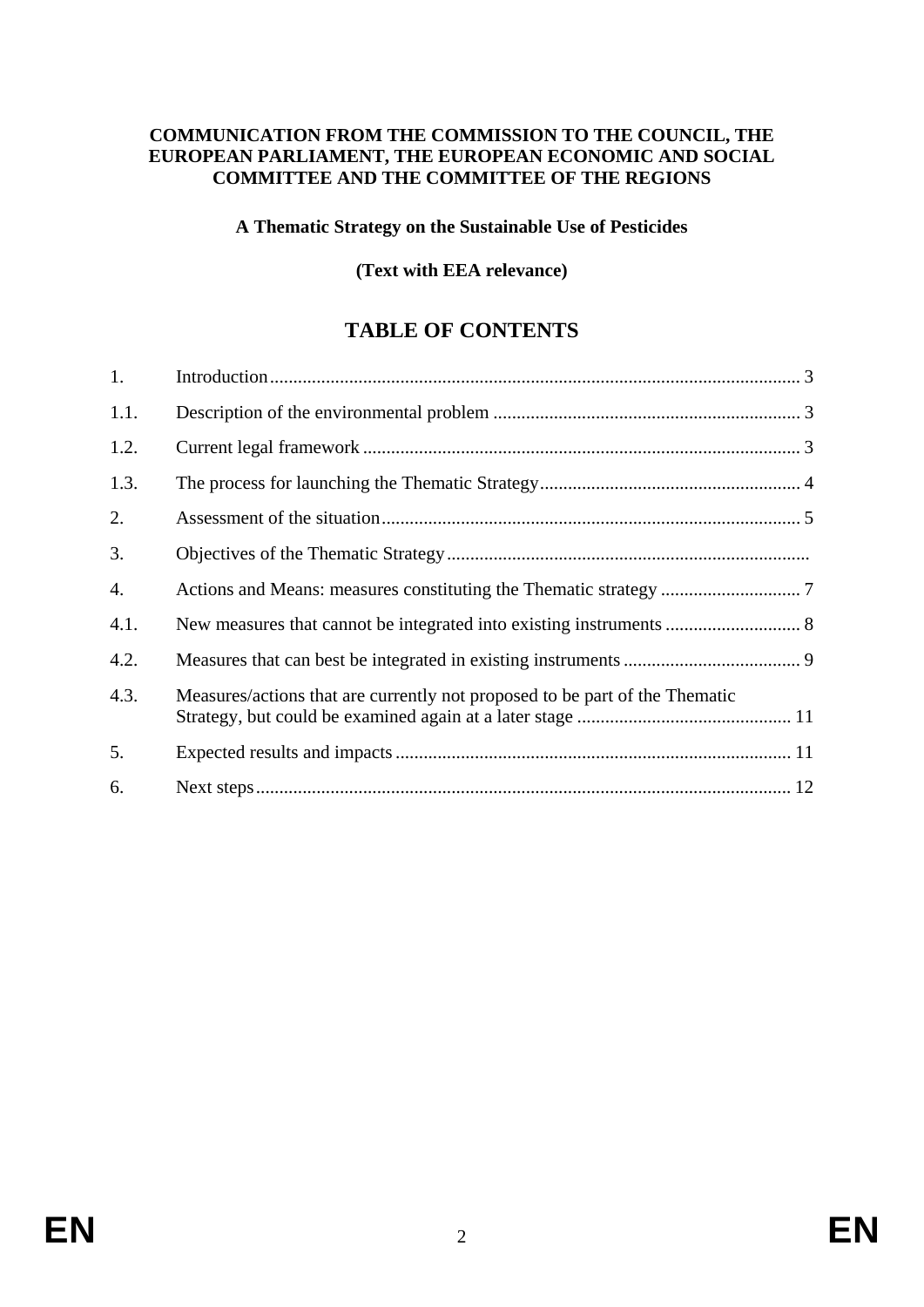**COMMUNICATION FROM THE COMMISSION TO THE COUNCIL, THE EUROPEAN PARLIAMENT, THE EUROPEAN ECONOMIC AND SOCIAL COMMITTEE AND THE COMMITTEE OF THE REGIONS**

**A Thematic Strategy on the Sustainable Use of Pesticides**

**(Text with EEA relevance)**

## TABLE OF CONTENTS

| | | |
|---|---|---|
| 1. | Introduction | 3 |
| 1.1. | Description of the environmental problem | 3 |
| 1.2. | Current legal framework | 3 |
| 1.3. | The process for launching the Thematic Strategy | 4 |
| 2. | Assessment of the situation | 5 |
| 3. | Objectives of the Thematic Strategy | |
| 4. | Actions and Means: measures constituting the Thematic strategy | 7 |
| 4.1. | New measures that cannot be integrated into existing instruments | 8 |
| 4.2. | Measures that can best be integrated in existing instruments | 9 |
| 4.3. | Measures/actions that are currently not proposed to be part of the Thematic Strategy, but could be examined again at a later stage | 11 |
| 5. | Expected results and impacts | 11 |
| 6. | Next steps | 12 |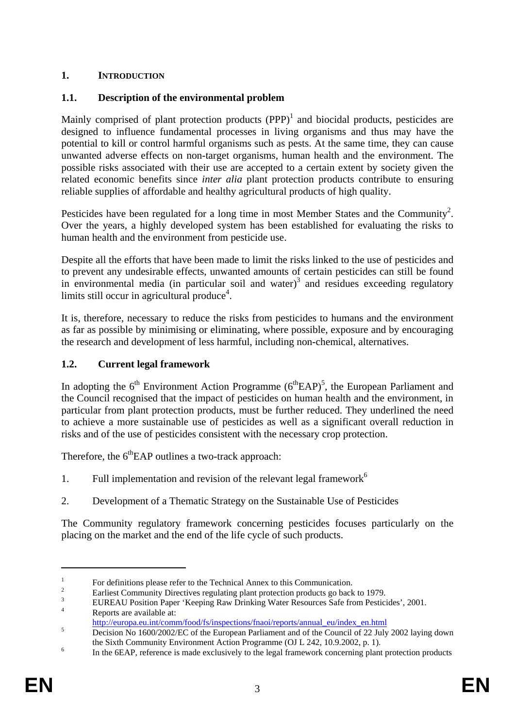# 1. INTRODUCTION

## 1.1. Description of the environmental problem

Mainly comprised of plant protection products (PPP)[1] and biocidal products, pesticides are designed to influence fundamental processes in living organisms and thus may have the potential to kill or control harmful organisms such as pests. At the same time, they can cause unwanted adverse effects on non-target organisms, human health and the environment. The possible risks associated with their use are accepted to a certain extent by society given the related economic benefits since *inter alia* plant protection products contribute to ensuring reliable supplies of affordable and healthy agricultural products of high quality.

Pesticides have been regulated for a long time in most Member States and the Community[2]. Over the years, a highly developed system has been established for evaluating the risks to human health and the environment from pesticide use.

Despite all the efforts that have been made to limit the risks linked to the use of pesticides and to prevent any undesirable effects, unwanted amounts of certain pesticides can still be found in environmental media (in particular soil and water)[3] and residues exceeding regulatory limits still occur in agricultural produce[4].

It is, therefore, necessary to reduce the risks from pesticides to humans and the environment as far as possible by minimising or eliminating, where possible, exposure and by encouraging the research and development of less harmful, including non-chemical, alternatives.

## 1.2. Current legal framework

In adopting the 6th Environment Action Programme (6thEAP)[5], the European Parliament and the Council recognised that the impact of pesticides on human health and the environment, in particular from plant protection products, must be further reduced. They underlined the need to achieve a more sustainable use of pesticides as well as a significant overall reduction in risks and of the use of pesticides consistent with the necessary crop protection.

Therefore, the 6thEAP outlines a two-track approach:

1. Full implementation and revision of the relevant legal framework[6]
2. Development of a Thematic Strategy on the Sustainable Use of Pesticides

The Community regulatory framework concerning pesticides focuses particularly on the placing on the market and the end of the life cycle of such products.

---

[1] For definitions please refer to the Technical Annex to this Communication.

[2] Earliest Community Directives regulating plant protection products go back to 1979.

[3] EUREAU Position Paper 'Keeping Raw Drinking Water Resources Safe from Pesticides', 2001.

[4] Reports are available at: http://europa.eu.int/comm/food/fs/inspections/fnaoi/reports/annual_eu/index_en.html

[5] Decision No 1600/2002/EC of the European Parliament and of the Council of 22 July 2002 laying down the Sixth Community Environment Action Programme (OJ L 242, 10.9.2002, p. 1).

[6] In the 6EAP, reference is made exclusively to the legal framework concerning plant protection products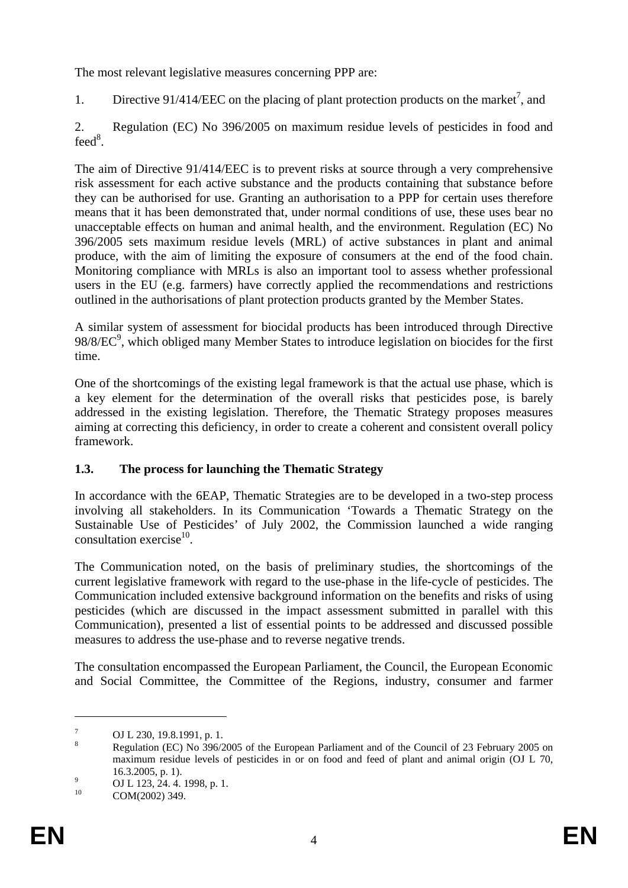The most relevant legislative measures concerning PPP are:

1. Directive 91/414/EEC on the placing of plant protection products on the market[7], and

2. Regulation (EC) No 396/2005 on maximum residue levels of pesticides in food and feed[8].

The aim of Directive 91/414/EEC is to prevent risks at source through a very comprehensive risk assessment for each active substance and the products containing that substance before they can be authorised for use. Granting an authorisation to a PPP for certain uses therefore means that it has been demonstrated that, under normal conditions of use, these uses bear no unacceptable effects on human and animal health, and the environment. Regulation (EC) No 396/2005 sets maximum residue levels (MRL) of active substances in plant and animal produce, with the aim of limiting the exposure of consumers at the end of the food chain. Monitoring compliance with MRLs is also an important tool to assess whether professional users in the EU (e.g. farmers) have correctly applied the recommendations and restrictions outlined in the authorisations of plant protection products granted by the Member States.

A similar system of assessment for biocidal products has been introduced through Directive 98/8/EC[9], which obliged many Member States to introduce legislation on biocides for the first time.

One of the shortcomings of the existing legal framework is that the actual use phase, which is a key element for the determination of the overall risks that pesticides pose, is barely addressed in the existing legislation. Therefore, the Thematic Strategy proposes measures aiming at correcting this deficiency, in order to create a coherent and consistent overall policy framework.

### 1.3. The process for launching the Thematic Strategy

In accordance with the 6EAP, Thematic Strategies are to be developed in a two-step process involving all stakeholders. In its Communication 'Towards a Thematic Strategy on the Sustainable Use of Pesticides' of July 2002, the Commission launched a wide ranging consultation exercise[10].

The Communication noted, on the basis of preliminary studies, the shortcomings of the current legislative framework with regard to the use-phase in the life-cycle of pesticides. The Communication included extensive background information on the benefits and risks of using pesticides (which are discussed in the impact assessment submitted in parallel with this Communication), presented a list of essential points to be addressed and discussed possible measures to address the use-phase and to reverse negative trends.

The consultation encompassed the European Parliament, the Council, the European Economic and Social Committee, the Committee of the Regions, industry, consumer and farmer

---

[7] OJ L 230, 19.8.1991, p. 1.

[8] Regulation (EC) No 396/2005 of the European Parliament and of the Council of 23 February 2005 on maximum residue levels of pesticides in or on food and feed of plant and animal origin (OJ L 70, 16.3.2005, p. 1).

[9] OJ L 123, 24. 4. 1998, p. 1.

[10] COM(2002) 349.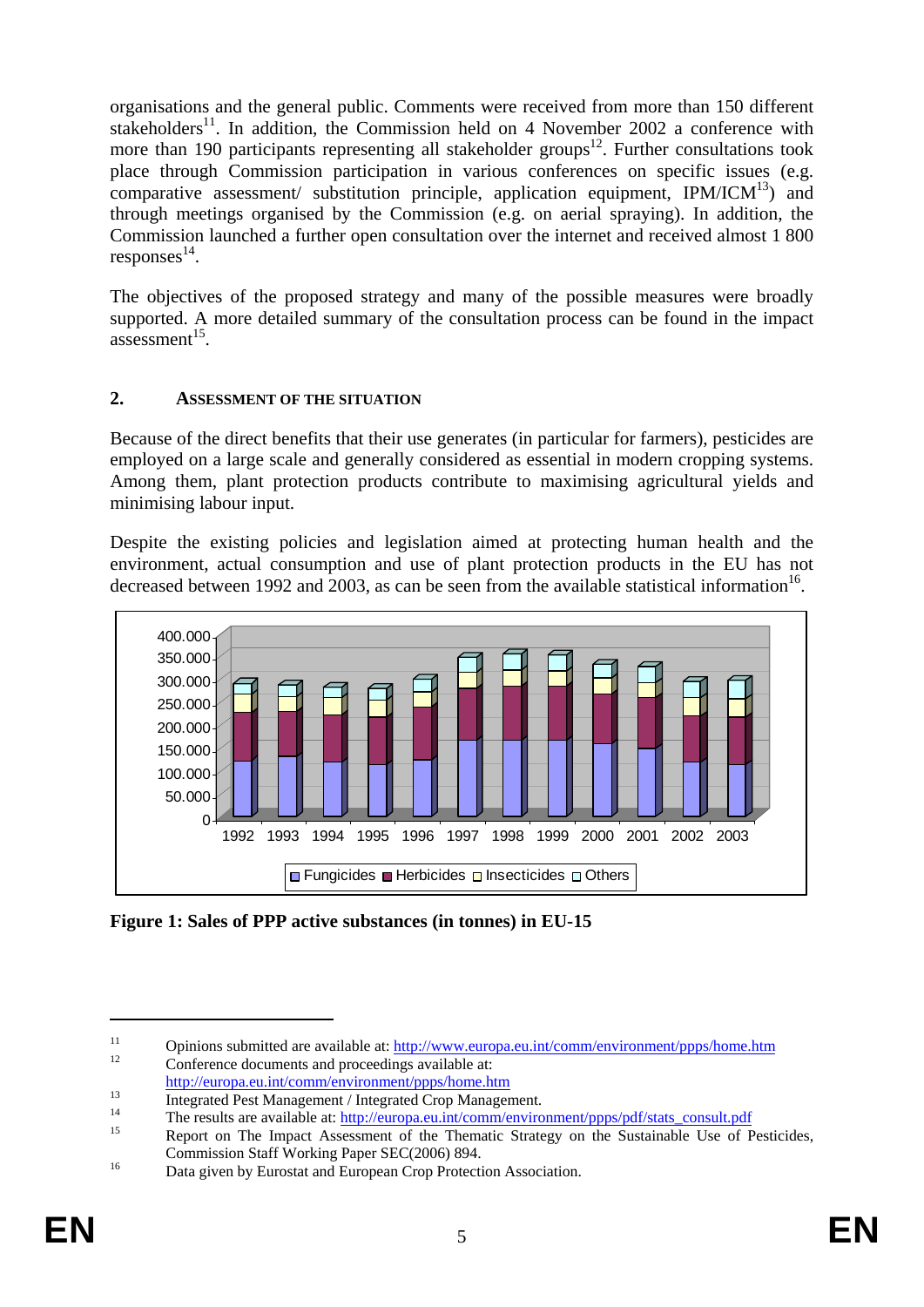organisations and the general public. Comments were received from more than 150 different stakeholders[11]. In addition, the Commission held on 4 November 2002 a conference with more than 190 participants representing all stakeholder groups[12]. Further consultations took place through Commission participation in various conferences on specific issues (e.g. comparative assessment/ substitution principle, application equipment, IPM/ICM[13]) and through meetings organised by the Commission (e.g. on aerial spraying). In addition, the Commission launched a further open consultation over the internet and received almost 1 800 responses[14].

The objectives of the proposed strategy and many of the possible measures were broadly supported. A more detailed summary of the consultation process can be found in the impact assessment[15].

## 2. ASSESSMENT OF THE SITUATION

Because of the direct benefits that their use generates (in particular for farmers), pesticides are employed on a large scale and generally considered as essential in modern cropping systems. Among them, plant protection products contribute to maximising agricultural yields and minimising labour input.

Despite the existing policies and legislation aimed at protecting human health and the environment, actual consumption and use of plant protection products in the EU has not decreased between 1992 and 2003, as can be seen from the available statistical information[16].

**Figure 1: Sales of PPP active substances (in tonnes) in EU-15**

---

[11] Opinions submitted are available at: http://www.europa.eu.int/comm/environment/ppps/home.htm

[12] Conference documents and proceedings available at: http://europa.eu.int/comm/environment/ppps/home.htm

[13] Integrated Pest Management / Integrated Crop Management.

[14] The results are available at: http://europa.eu.int/comm/environment/ppps/pdf/stats_consult.pdf

[15] Report on The Impact Assessment of the Thematic Strategy on the Sustainable Use of Pesticides, Commission Staff Working Paper SEC(2006) 894.

[16] Data given by Eurostat and European Crop Protection Association.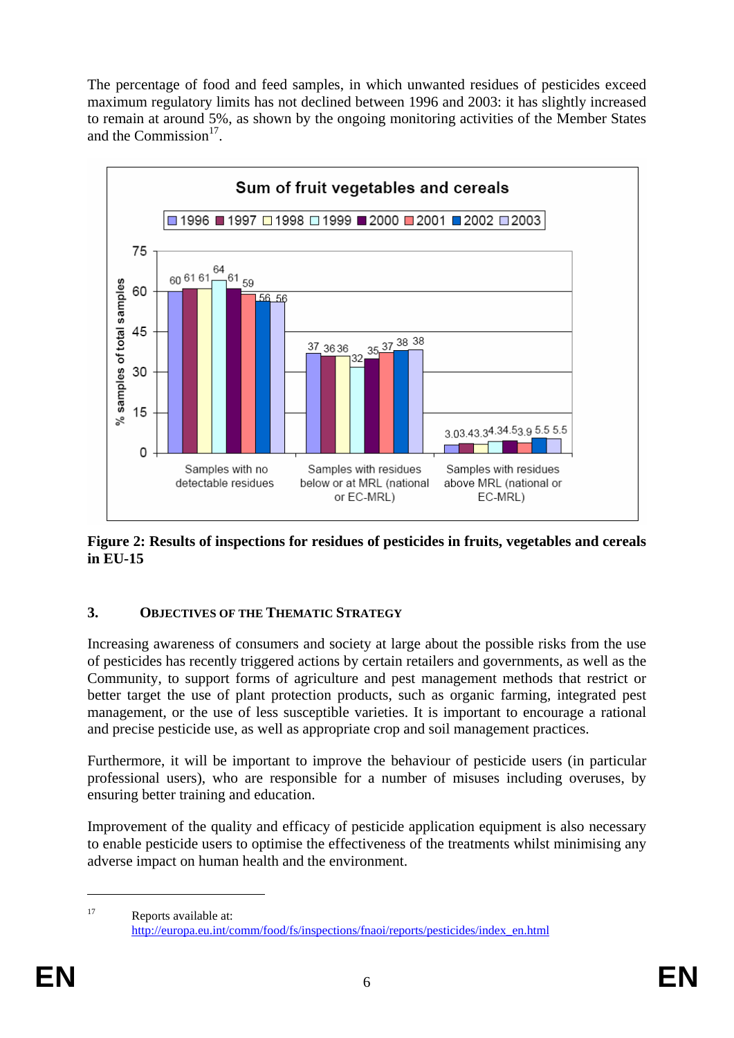The percentage of food and feed samples, in which unwanted residues of pesticides exceed maximum regulatory limits has not declined between 1996 and 2003: it has slightly increased to remain at around 5%, as shown by the ongoing monitoring activities of the Member States and the Commission[17].

**Figure 2: Results of inspections for residues of pesticides in fruits, vegetables and cereals in EU-15**

## 3. OBJECTIVES OF THE THEMATIC STRATEGY

Increasing awareness of consumers and society at large about the possible risks from the use of pesticides has recently triggered actions by certain retailers and governments, as well as the Community, to support forms of agriculture and pest management methods that restrict or better target the use of plant protection products, such as organic farming, integrated pest management, or the use of less susceptible varieties. It is important to encourage a rational and precise pesticide use, as well as appropriate crop and soil management practices.

Furthermore, it will be important to improve the behaviour of pesticide users (in particular professional users), who are responsible for a number of misuses including overuses, by ensuring better training and education.

Improvement of the quality and efficacy of pesticide application equipment is also necessary to enable pesticide users to optimise the effectiveness of the treatments whilst minimising any adverse impact on human health and the environment.

---

[17] Reports available at: http://europa.eu.int/comm/food/fs/inspections/fnaoi/reports/pesticides/index_en.html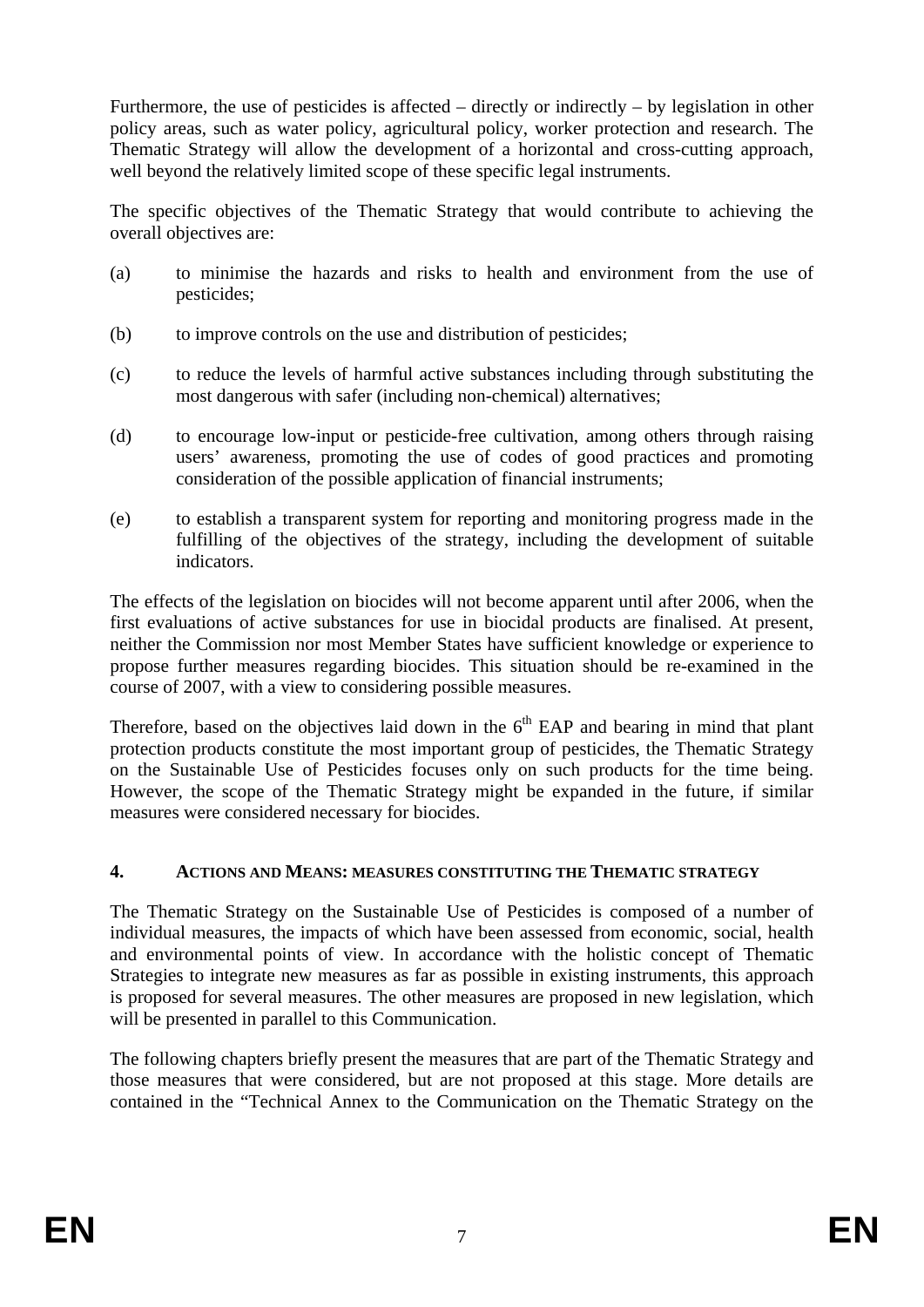Furthermore, the use of pesticides is affected – directly or indirectly – by legislation in other policy areas, such as water policy, agricultural policy, worker protection and research. The Thematic Strategy will allow the development of a horizontal and cross-cutting approach, well beyond the relatively limited scope of these specific legal instruments.

The specific objectives of the Thematic Strategy that would contribute to achieving the overall objectives are:

(a) to minimise the hazards and risks to health and environment from the use of pesticides;

(b) to improve controls on the use and distribution of pesticides;

(c) to reduce the levels of harmful active substances including through substituting the most dangerous with safer (including non-chemical) alternatives;

(d) to encourage low-input or pesticide-free cultivation, among others through raising users' awareness, promoting the use of codes of good practices and promoting consideration of the possible application of financial instruments;

(e) to establish a transparent system for reporting and monitoring progress made in the fulfilling of the objectives of the strategy, including the development of suitable indicators.

The effects of the legislation on biocides will not become apparent until after 2006, when the first evaluations of active substances for use in biocidal products are finalised. At present, neither the Commission nor most Member States have sufficient knowledge or experience to propose further measures regarding biocides. This situation should be re-examined in the course of 2007, with a view to considering possible measures.

Therefore, based on the objectives laid down in the 6th EAP and bearing in mind that plant protection products constitute the most important group of pesticides, the Thematic Strategy on the Sustainable Use of Pesticides focuses only on such products for the time being. However, the scope of the Thematic Strategy might be expanded in the future, if similar measures were considered necessary for biocides.

## 4. Actions and Means: measures constituting the Thematic strategy

The Thematic Strategy on the Sustainable Use of Pesticides is composed of a number of individual measures, the impacts of which have been assessed from economic, social, health and environmental points of view. In accordance with the holistic concept of Thematic Strategies to integrate new measures as far as possible in existing instruments, this approach is proposed for several measures. The other measures are proposed in new legislation, which will be presented in parallel to this Communication.

The following chapters briefly present the measures that are part of the Thematic Strategy and those measures that were considered, but are not proposed at this stage. More details are contained in the "Technical Annex to the Communication on the Thematic Strategy on the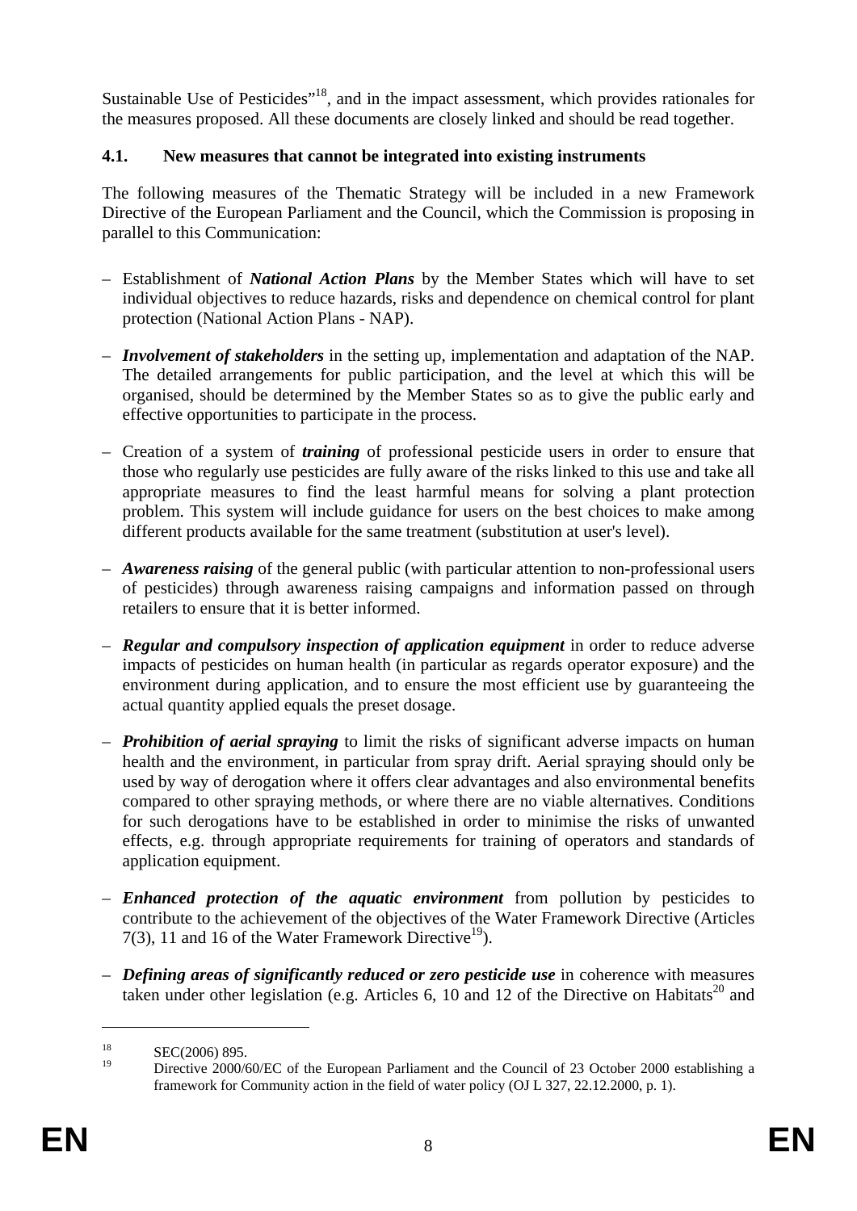Sustainable Use of Pesticides"[18], and in the impact assessment, which provides rationales for the measures proposed. All these documents are closely linked and should be read together.

### 4.1. New measures that cannot be integrated into existing instruments

The following measures of the Thematic Strategy will be included in a new Framework Directive of the European Parliament and the Council, which the Commission is proposing in parallel to this Communication:

– Establishment of ***National Action Plans*** by the Member States which will have to set individual objectives to reduce hazards, risks and dependence on chemical control for plant protection (National Action Plans - NAP).

– ***Involvement of stakeholders*** in the setting up, implementation and adaptation of the NAP. The detailed arrangements for public participation, and the level at which this will be organised, should be determined by the Member States so as to give the public early and effective opportunities to participate in the process.

– Creation of a system of ***training*** of professional pesticide users in order to ensure that those who regularly use pesticides are fully aware of the risks linked to this use and take all appropriate measures to find the least harmful means for solving a plant protection problem. This system will include guidance for users on the best choices to make among different products available for the same treatment (substitution at user's level).

– ***Awareness raising*** of the general public (with particular attention to non-professional users of pesticides) through awareness raising campaigns and information passed on through retailers to ensure that it is better informed.

– ***Regular and compulsory inspection of application equipment*** in order to reduce adverse impacts of pesticides on human health (in particular as regards operator exposure) and the environment during application, and to ensure the most efficient use by guaranteeing the actual quantity applied equals the preset dosage.

– ***Prohibition of aerial spraying*** to limit the risks of significant adverse impacts on human health and the environment, in particular from spray drift. Aerial spraying should only be used by way of derogation where it offers clear advantages and also environmental benefits compared to other spraying methods, or where there are no viable alternatives. Conditions for such derogations have to be established in order to minimise the risks of unwanted effects, e.g. through appropriate requirements for training of operators and standards of application equipment.

– ***Enhanced protection of the aquatic environment*** from pollution by pesticides to contribute to the achievement of the objectives of the Water Framework Directive (Articles 7(3), 11 and 16 of the Water Framework Directive[19]).

– ***Defining areas of significantly reduced or zero pesticide use*** in coherence with measures taken under other legislation (e.g. Articles 6, 10 and 12 of the Directive on Habitats[20] and

---

[18] SEC(2006) 895.

[19] Directive 2000/60/EC of the European Parliament and the Council of 23 October 2000 establishing a framework for Community action in the field of water policy (OJ L 327, 22.12.2000, p. 1).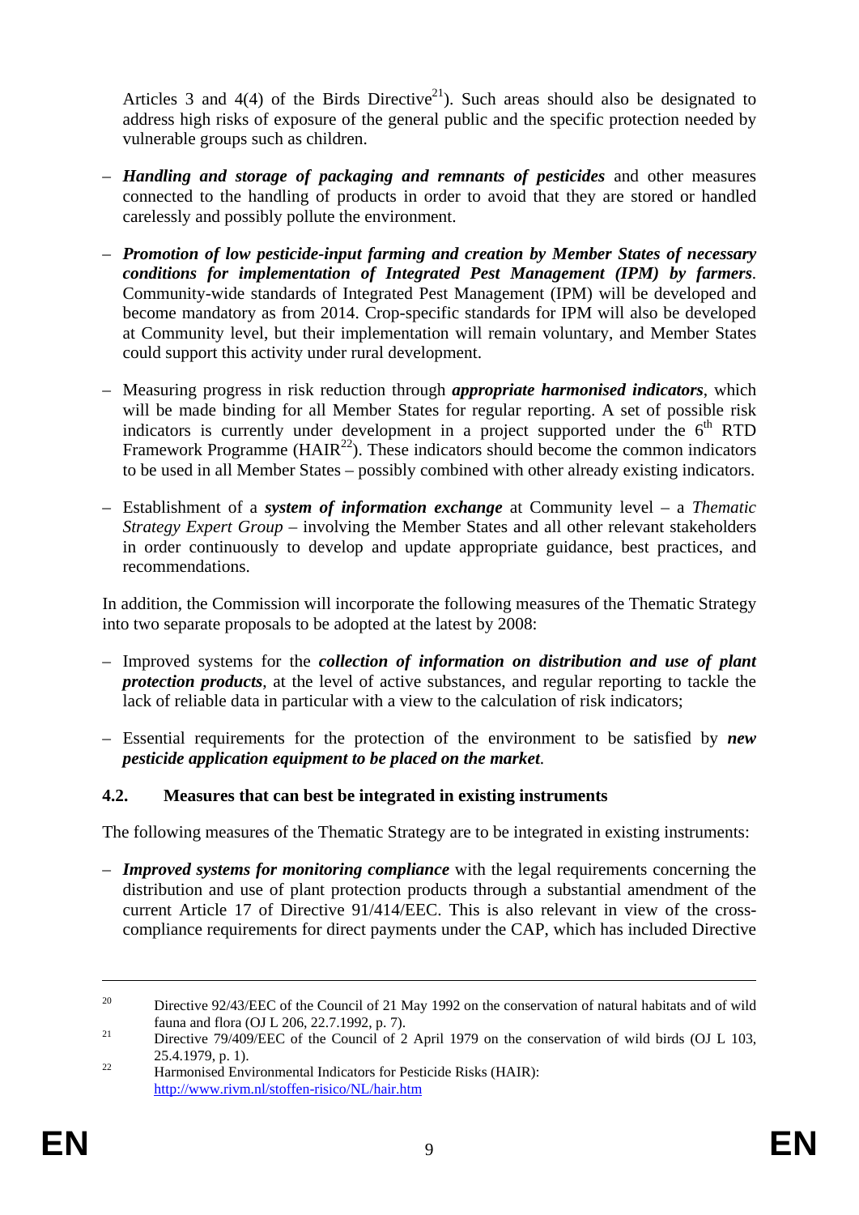Articles 3 and 4(4) of the Birds Directive[21]). Such areas should also be designated to address high risks of exposure of the general public and the specific protection needed by vulnerable groups such as children.

- ***Handling and storage of packaging and remnants of pesticides*** and other measures connected to the handling of products in order to avoid that they are stored or handled carelessly and possibly pollute the environment.
- ***Promotion of low pesticide-input farming and creation by Member States of necessary conditions for implementation of Integrated Pest Management (IPM) by farmers***. Community-wide standards of Integrated Pest Management (IPM) will be developed and become mandatory as from 2014. Crop-specific standards for IPM will also be developed at Community level, but their implementation will remain voluntary, and Member States could support this activity under rural development.
- Measuring progress in risk reduction through ***appropriate harmonised indicators***, which will be made binding for all Member States for regular reporting. A set of possible risk indicators is currently under development in a project supported under the 6th RTD Framework Programme (HAIR[22]). These indicators should become the common indicators to be used in all Member States – possibly combined with other already existing indicators.
- Establishment of a ***system of information exchange*** at Community level – a *Thematic Strategy Expert Group* – involving the Member States and all other relevant stakeholders in order continuously to develop and update appropriate guidance, best practices, and recommendations.

In addition, the Commission will incorporate the following measures of the Thematic Strategy into two separate proposals to be adopted at the latest by 2008:

- Improved systems for the ***collection of information on distribution and use of plant protection products***, at the level of active substances, and regular reporting to tackle the lack of reliable data in particular with a view to the calculation of risk indicators;
- Essential requirements for the protection of the environment to be satisfied by ***new pesticide application equipment to be placed on the market***.

### 4.2. Measures that can best be integrated in existing instruments

The following measures of the Thematic Strategy are to be integrated in existing instruments:

- ***Improved systems for monitoring compliance*** with the legal requirements concerning the distribution and use of plant protection products through a substantial amendment of the current Article 17 of Directive 91/414/EEC. This is also relevant in view of the cross-compliance requirements for direct payments under the CAP, which has included Directive

---

[20] Directive 92/43/EEC of the Council of 21 May 1992 on the conservation of natural habitats and of wild fauna and flora (OJ L 206, 22.7.1992, p. 7).

[21] Directive 79/409/EEC of the Council of 2 April 1979 on the conservation of wild birds (OJ L 103, 25.4.1979, p. 1).

[22] Harmonised Environmental Indicators for Pesticide Risks (HAIR): http://www.rivm.nl/stoffen-risico/NL/hair.htm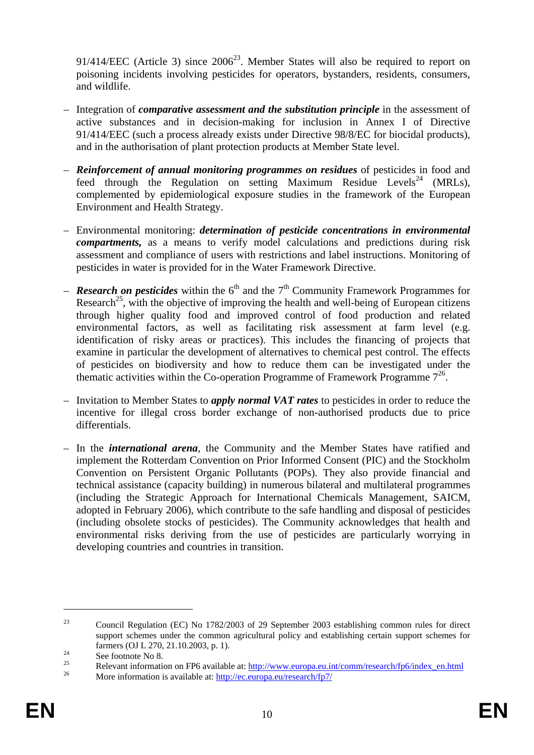91/414/EEC (Article 3) since 2006[23]. Member States will also be required to report on poisoning incidents involving pesticides for operators, bystanders, residents, consumers, and wildlife.

– Integration of ***comparative assessment and the substitution principle*** in the assessment of active substances and in decision-making for inclusion in Annex I of Directive 91/414/EEC (such a process already exists under Directive 98/8/EC for biocidal products), and in the authorisation of plant protection products at Member State level.

– ***Reinforcement of annual monitoring programmes on residues*** of pesticides in food and feed through the Regulation on setting Maximum Residue Levels[24] (MRLs), complemented by epidemiological exposure studies in the framework of the European Environment and Health Strategy.

– Environmental monitoring: ***determination of pesticide concentrations in environmental compartments,*** as a means to verify model calculations and predictions during risk assessment and compliance of users with restrictions and label instructions. Monitoring of pesticides in water is provided for in the Water Framework Directive.

– ***Research on pesticides*** within the 6th and the 7th Community Framework Programmes for Research[25], with the objective of improving the health and well-being of European citizens through higher quality food and improved control of food production and related environmental factors, as well as facilitating risk assessment at farm level (e.g. identification of risky areas or practices). This includes the financing of projects that examine in particular the development of alternatives to chemical pest control. The effects of pesticides on biodiversity and how to reduce them can be investigated under the thematic activities within the Co-operation Programme of Framework Programme 7[26].

– Invitation to Member States to ***apply normal VAT rates*** to pesticides in order to reduce the incentive for illegal cross border exchange of non-authorised products due to price differentials.

– In the ***international arena***, the Community and the Member States have ratified and implement the Rotterdam Convention on Prior Informed Consent (PIC) and the Stockholm Convention on Persistent Organic Pollutants (POPs). They also provide financial and technical assistance (capacity building) in numerous bilateral and multilateral programmes (including the Strategic Approach for International Chemicals Management, SAICM, adopted in February 2006), which contribute to the safe handling and disposal of pesticides (including obsolete stocks of pesticides). The Community acknowledges that health and environmental risks deriving from the use of pesticides are particularly worrying in developing countries and countries in transition.

---

[23] Council Regulation (EC) No 1782/2003 of 29 September 2003 establishing common rules for direct support schemes under the common agricultural policy and establishing certain support schemes for farmers (OJ L 270, 21.10.2003, p. 1).

[24] See footnote No 8.

[25] Relevant information on FP6 available at: http://www.europa.eu.int/comm/research/fp6/index_en.html

[26] More information is available at: http://ec.europa.eu/research/fp7/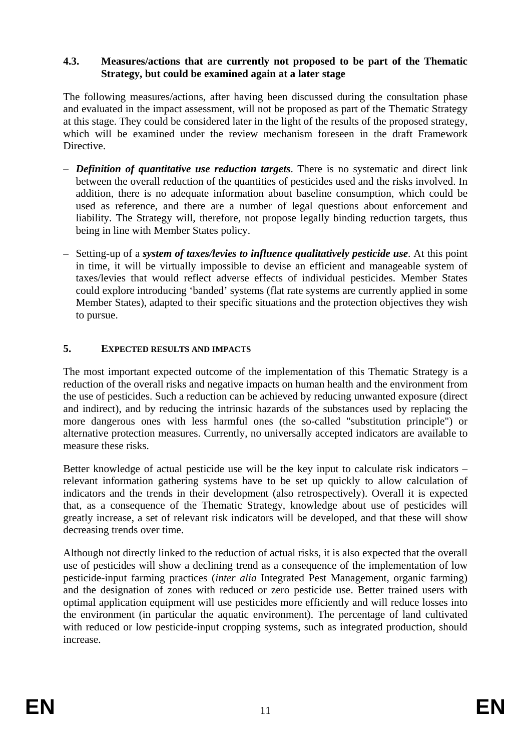### 4.3. Measures/actions that are currently not proposed to be part of the Thematic Strategy, but could be examined again at a later stage

The following measures/actions, after having been discussed during the consultation phase and evaluated in the impact assessment, will not be proposed as part of the Thematic Strategy at this stage. They could be considered later in the light of the results of the proposed strategy, which will be examined under the review mechanism foreseen in the draft Framework Directive.

- ***Definition of quantitative use reduction targets***. There is no systematic and direct link between the overall reduction of the quantities of pesticides used and the risks involved. In addition, there is no adequate information about baseline consumption, which could be used as reference, and there are a number of legal questions about enforcement and liability. The Strategy will, therefore, not propose legally binding reduction targets, thus being in line with Member States policy.
- Setting-up of a ***system of taxes/levies to influence qualitatively pesticide use***. At this point in time, it will be virtually impossible to devise an efficient and manageable system of taxes/levies that would reflect adverse effects of individual pesticides. Member States could explore introducing 'banded' systems (flat rate systems are currently applied in some Member States), adapted to their specific situations and the protection objectives they wish to pursue.

## 5. EXPECTED RESULTS AND IMPACTS

The most important expected outcome of the implementation of this Thematic Strategy is a reduction of the overall risks and negative impacts on human health and the environment from the use of pesticides. Such a reduction can be achieved by reducing unwanted exposure (direct and indirect), and by reducing the intrinsic hazards of the substances used by replacing the more dangerous ones with less harmful ones (the so-called "substitution principle") or alternative protection measures. Currently, no universally accepted indicators are available to measure these risks.

Better knowledge of actual pesticide use will be the key input to calculate risk indicators – relevant information gathering systems have to be set up quickly to allow calculation of indicators and the trends in their development (also retrospectively). Overall it is expected that, as a consequence of the Thematic Strategy, knowledge about use of pesticides will greatly increase, a set of relevant risk indicators will be developed, and that these will show decreasing trends over time.

Although not directly linked to the reduction of actual risks, it is also expected that the overall use of pesticides will show a declining trend as a consequence of the implementation of low pesticide-input farming practices (*inter alia* Integrated Pest Management, organic farming) and the designation of zones with reduced or zero pesticide use. Better trained users with optimal application equipment will use pesticides more efficiently and will reduce losses into the environment (in particular the aquatic environment). The percentage of land cultivated with reduced or low pesticide-input cropping systems, such as integrated production, should increase.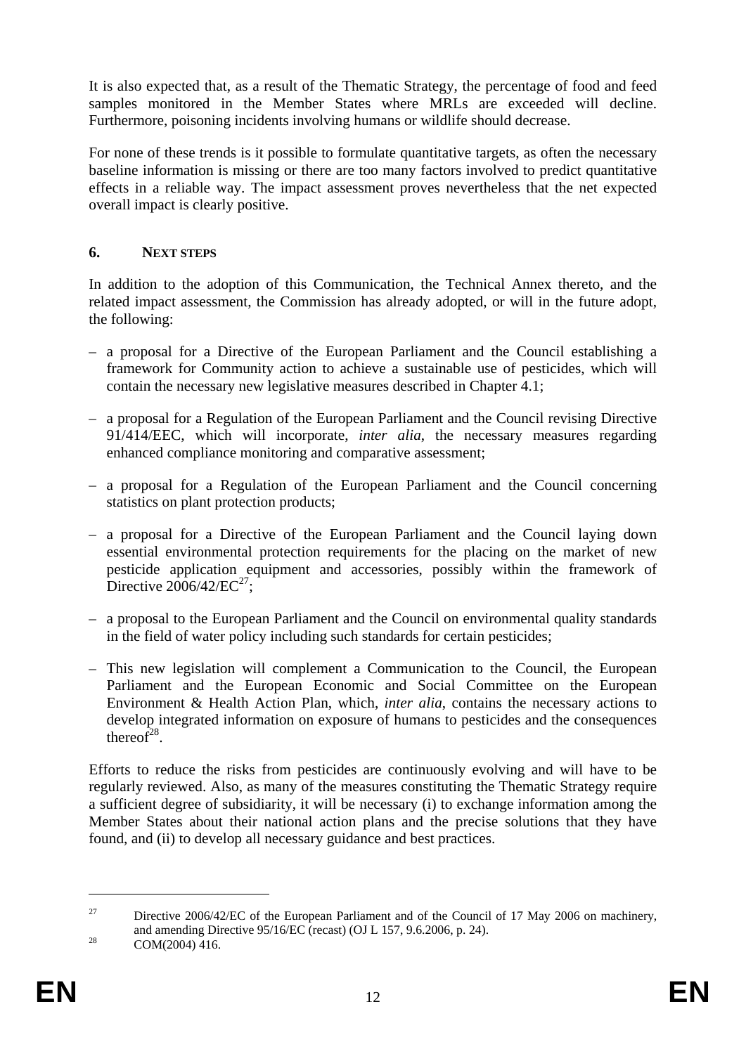It is also expected that, as a result of the Thematic Strategy, the percentage of food and feed samples monitored in the Member States where MRLs are exceeded will decline. Furthermore, poisoning incidents involving humans or wildlife should decrease.

For none of these trends is it possible to formulate quantitative targets, as often the necessary baseline information is missing or there are too many factors involved to predict quantitative effects in a reliable way. The impact assessment proves nevertheless that the net expected overall impact is clearly positive.

## 6. NEXT STEPS

In addition to the adoption of this Communication, the Technical Annex thereto, and the related impact assessment, the Commission has already adopted, or will in the future adopt, the following:

- a proposal for a Directive of the European Parliament and the Council establishing a framework for Community action to achieve a sustainable use of pesticides, which will contain the necessary new legislative measures described in Chapter 4.1;
- a proposal for a Regulation of the European Parliament and the Council revising Directive 91/414/EEC, which will incorporate, *inter alia*, the necessary measures regarding enhanced compliance monitoring and comparative assessment;
- a proposal for a Regulation of the European Parliament and the Council concerning statistics on plant protection products;
- a proposal for a Directive of the European Parliament and the Council laying down essential environmental protection requirements for the placing on the market of new pesticide application equipment and accessories, possibly within the framework of Directive 2006/42/EC[27];
- a proposal to the European Parliament and the Council on environmental quality standards in the field of water policy including such standards for certain pesticides;
- This new legislation will complement a Communication to the Council, the European Parliament and the European Economic and Social Committee on the European Environment & Health Action Plan, which, *inter alia*, contains the necessary actions to develop integrated information on exposure of humans to pesticides and the consequences thereof[28].

Efforts to reduce the risks from pesticides are continuously evolving and will have to be regularly reviewed. Also, as many of the measures constituting the Thematic Strategy require a sufficient degree of subsidiarity, it will be necessary (i) to exchange information among the Member States about their national action plans and the precise solutions that they have found, and (ii) to develop all necessary guidance and best practices.

---

[27] Directive 2006/42/EC of the European Parliament and of the Council of 17 May 2006 on machinery, and amending Directive 95/16/EC (recast) (OJ L 157, 9.6.2006, p. 24).

[28] COM(2004) 416.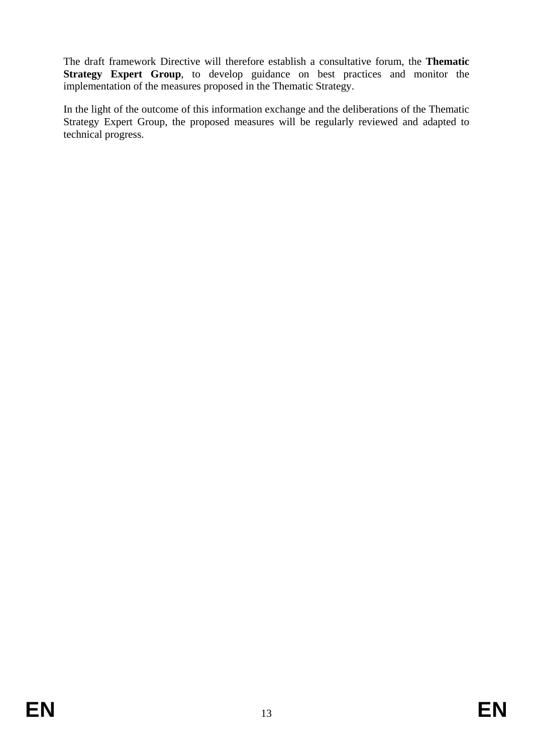The draft framework Directive will therefore establish a consultative forum, the **Thematic Strategy Expert Group**, to develop guidance on best practices and monitor the implementation of the measures proposed in the Thematic Strategy.

In the light of the outcome of this information exchange and the deliberations of the Thematic Strategy Expert Group, the proposed measures will be regularly reviewed and adapted to technical progress.